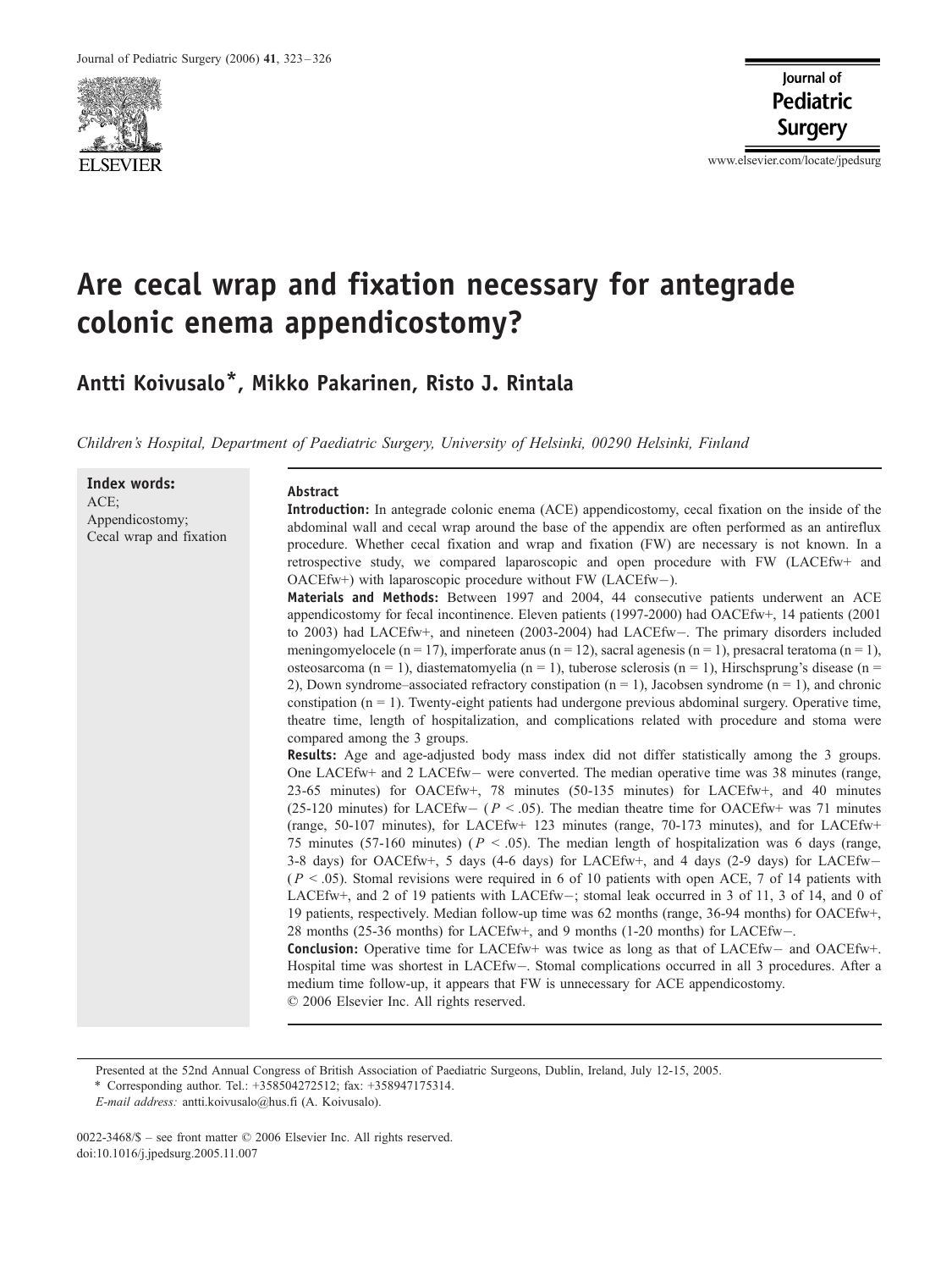# Are cecal wrap and fixation necessary for antegrade colonic enema appendicostomy?

**Antti Koivusalo*, Mikko Pakarinen, Risto J. Rintala**

*Children's Hospital, Department of Paediatric Surgery, University of Helsinki, 00290 Helsinki, Finland*

**Index words:**
ACE;
Appendicostomy;
Cecal wrap and fixation

## Abstract

**Introduction:** In antegrade colonic enema (ACE) appendicostomy, cecal fixation on the inside of the abdominal wall and cecal wrap around the base of the appendix are often performed as an antireflux procedure. Whether cecal fixation and wrap and fixation (FW) are necessary is not known. In a retrospective study, we compared laparoscopic and open procedure with FW (LACEfw+ and OACEfw+) with laparoscopic procedure without FW (LACEfw−).

**Materials and Methods:** Between 1997 and 2004, 44 consecutive patients underwent an ACE appendicostomy for fecal incontinence. Eleven patients (1997-2000) had OACEfw+, 14 patients (2001 to 2003) had LACEfw+, and nineteen (2003-2004) had LACEfw−. The primary disorders included meningomyelocele (n = 17), imperforate anus (n = 12), sacral agenesis (n = 1), presacral teratoma (n = 1), osteosarcoma (n = 1), diastematomyelia (n = 1), tuberose sclerosis (n = 1), Hirschsprung's disease (n = 2), Down syndrome–associated refractory constipation (n = 1), Jacobsen syndrome (n = 1), and chronic constipation (n = 1). Twenty-eight patients had undergone previous abdominal surgery. Operative time, theatre time, length of hospitalization, and complications related with procedure and stoma were compared among the 3 groups.

**Results:** Age and age-adjusted body mass index did not differ statistically among the 3 groups. One LACEfw+ and 2 LACEfw− were converted. The median operative time was 38 minutes (range, 23-65 minutes) for OACEfw+, 78 minutes (50-135 minutes) for LACEfw+, and 40 minutes (25-120 minutes) for LACEfw− ($P < .05$). The median theatre time for OACEfw+ was 71 minutes (range, 50-107 minutes), for LACEfw+ 123 minutes (range, 70-173 minutes), and for LACEfw+ 75 minutes (57-160 minutes) ($P < .05$). The median length of hospitalization was 6 days (range, 3-8 days) for OACEfw+, 5 days (4-6 days) for LACEfw+, and 4 days (2-9 days) for LACEfw− ($P < .05$). Stomal revisions were required in 6 of 10 patients with open ACE, 7 of 14 patients with LACEfw+, and 2 of 19 patients with LACEfw−; stomal leak occurred in 3 of 11, 3 of 14, and 0 of 19 patients, respectively. Median follow-up time was 62 months (range, 36-94 months) for OACEfw+, 28 months (25-36 months) for LACEfw+, and 9 months (1-20 months) for LACEfw−.

**Conclusion:** Operative time for LACEfw+ was twice as long as that of LACEfw− and OACEfw+. Hospital time was shortest in LACEfw−. Stomal complications occurred in all 3 procedures. After a medium time follow-up, it appears that FW is unnecessary for ACE appendicostomy.

© 2006 Elsevier Inc. All rights reserved.

---

Presented at the 52nd Annual Congress of British Association of Paediatric Surgeons, Dublin, Ireland, July 12-15, 2005.

* Corresponding author. Tel.: +358504272512; fax: +358947175314.

*E-mail address:* antti.koivusalo@hus.fi (A. Koivusalo).

0022-3468/$ – see front matter © 2006 Elsevier Inc. All rights reserved.
doi:10.1016/j.jpedsurg.2005.11.007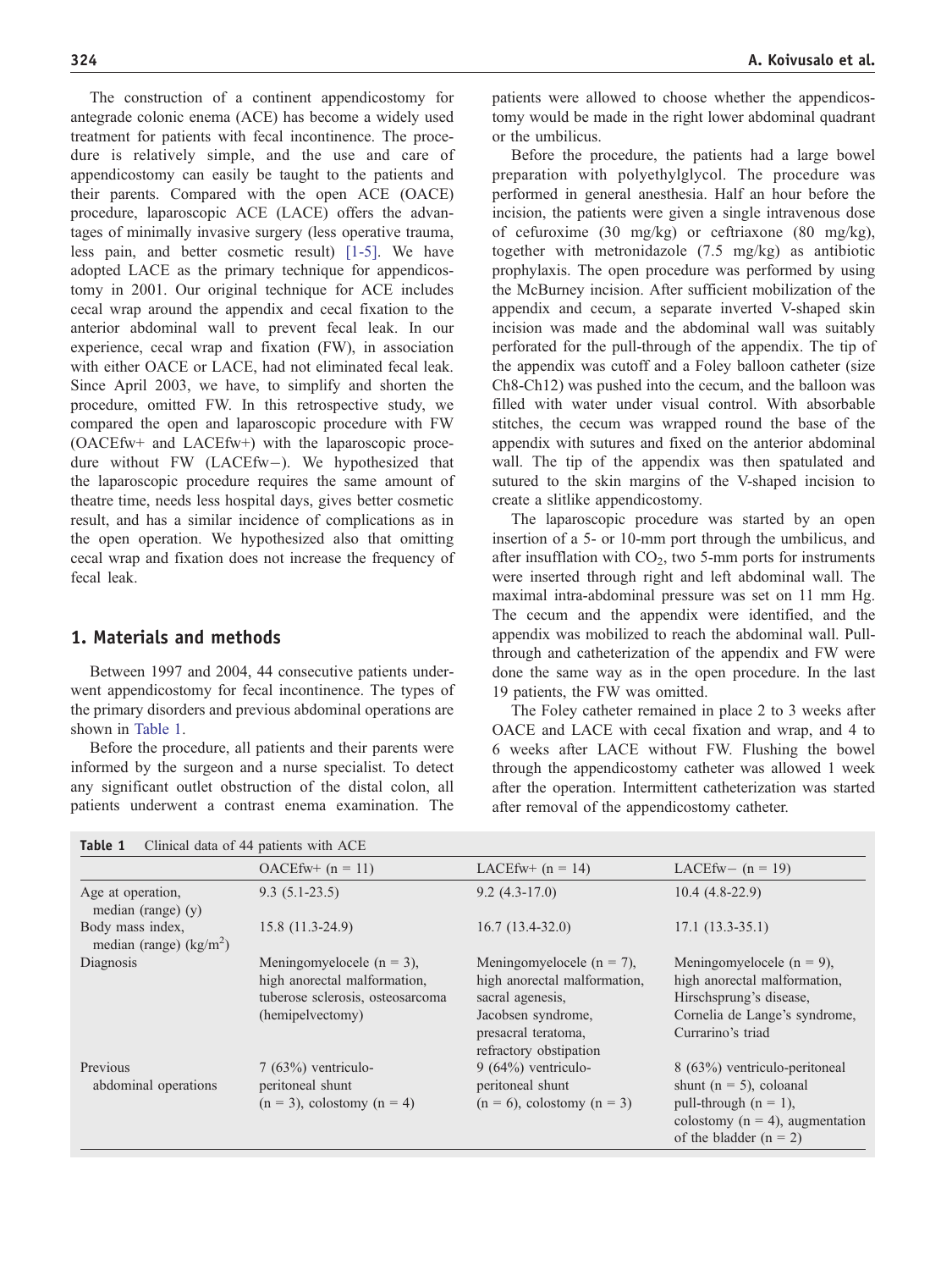The construction of a continent appendicostomy for antegrade colonic enema (ACE) has become a widely used treatment for patients with fecal incontinence. The procedure is relatively simple, and the use and care of appendicostomy can easily be taught to the patients and their parents. Compared with the open ACE (OACE) procedure, laparoscopic ACE (LACE) offers the advantages of minimally invasive surgery (less operative trauma, less pain, and better cosmetic result) [1-5]. We have adopted LACE as the primary technique for appendicostomy in 2001. Our original technique for ACE includes cecal wrap around the appendix and cecal fixation to the anterior abdominal wall to prevent fecal leak. In our experience, cecal wrap and fixation (FW), in association with either OACE or LACE, had not eliminated fecal leak. Since April 2003, we have, to simplify and shorten the procedure, omitted FW. In this retrospective study, we compared the open and laparoscopic procedure with FW (OACEfw+ and LACEfw+) with the laparoscopic procedure without FW (LACEfw−). We hypothesized that the laparoscopic procedure requires the same amount of theatre time, needs less hospital days, gives better cosmetic result, and has a similar incidence of complications as in the open operation. We hypothesized also that omitting cecal wrap and fixation does not increase the frequency of fecal leak.

## 1. Materials and methods

Between 1997 and 2004, 44 consecutive patients underwent appendicostomy for fecal incontinence. The types of the primary disorders and previous abdominal operations are shown in Table 1.

Before the procedure, all patients and their parents were informed by the surgeon and a nurse specialist. To detect any significant outlet obstruction of the distal colon, all patients underwent a contrast enema examination. The patients were allowed to choose whether the appendicostomy would be made in the right lower abdominal quadrant or the umbilicus.

Before the procedure, the patients had a large bowel preparation with polyethylglycol. The procedure was performed in general anesthesia. Half an hour before the incision, the patients were given a single intravenous dose of cefuroxime (30 mg/kg) or ceftriaxone (80 mg/kg), together with metronidazole (7.5 mg/kg) as antibiotic prophylaxis. The open procedure was performed by using the McBurney incision. After sufficient mobilization of the appendix and cecum, a separate inverted V-shaped skin incision was made and the abdominal wall was suitably perforated for the pull-through of the appendix. The tip of the appendix was cutoff and a Foley balloon catheter (size Ch8-Ch12) was pushed into the cecum, and the balloon was filled with water under visual control. With absorbable stitches, the cecum was wrapped round the base of the appendix with sutures and fixed on the anterior abdominal wall. The tip of the appendix was then spatulated and sutured to the skin margins of the V-shaped incision to create a slitlike appendicostomy.

The laparoscopic procedure was started by an open insertion of a 5- or 10-mm port through the umbilicus, and after insufflation with $CO_2$, two 5-mm ports for instruments were inserted through right and left abdominal wall. The maximal intra-abdominal pressure was set on 11 mm Hg. The cecum and the appendix were identified, and the appendix was mobilized to reach the abdominal wall. Pull-through and catheterization of the appendix and FW were done the same way as in the open procedure. In the last 19 patients, the FW was omitted.

The Foley catheter remained in place 2 to 3 weeks after OACE and LACE with cecal fixation and wrap, and 4 to 6 weeks after LACE without FW. Flushing the bowel through the appendicostomy catheter was allowed 1 week after the operation. Intermittent catheterization was started after removal of the appendicostomy catheter.

**Table 1** Clinical data of 44 patients with ACE

| | OACEfw+ (n = 11) | LACEfw+ (n = 14) | LACEfw− (n = 19) |
|---|---|---|---|
| Age at operation, median (range) (y) | 9.3 (5.1-23.5) | 9.2 (4.3-17.0) | 10.4 (4.8-22.9) |
| Body mass index, median (range) ($kg/m^2$) | 15.8 (11.3-24.9) | 16.7 (13.4-32.0) | 17.1 (13.3-35.1) |
| Diagnosis | Meningomyelocele (n = 3), high anorectal malformation, tuberose sclerosis, osteosarcoma (hemipelvectomy) | Meningomyelocele (n = 7), high anorectal malformation, sacral agenesis, Jacobsen syndrome, presacral teratoma, refractory obstipation | Meningomyelocele (n = 9), high anorectal malformation, Hirschsprung's disease, Cornelia de Lange's syndrome, Currarino's triad |
| Previous abdominal operations | 7 (63%) ventriculo-peritoneal shunt (n = 3), colostomy (n = 4) | 9 (64%) ventriculo-peritoneal shunt (n = 6), colostomy (n = 3) | 8 (63%) ventriculo-peritoneal shunt (n = 5), coloanal pull-through (n = 1), colostomy (n = 4), augmentation of the bladder (n = 2) |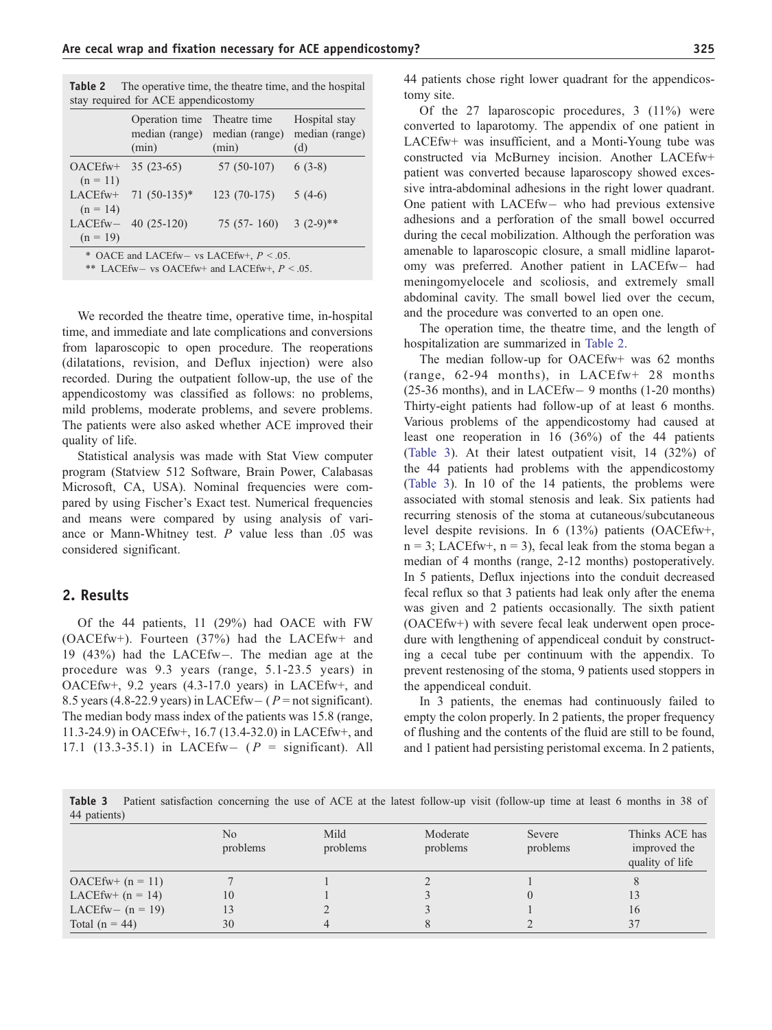**Table 2** The operative time, the theatre time, and the hospital stay required for ACE appendicostomy

| | Operation time median (range) (min) | Theatre time median (range) (min) | Hospital stay median (range) (d) |
|---|---|---|---|
| OACEfw+ (n = 11) | 35 (23-65) | 57 (50-107) | 6 (3-8) |
| LACEfw+ (n = 14) | 71 (50-135)* | 123 (70-175) | 5 (4-6) |
| LACEfw− (n = 19) | 40 (25-120) | 75 (57- 160) | 3 (2-9)** |

\* OACE and LACEfw− vs LACEfw+, $P < .05$.
\*\* LACEfw− vs OACEfw+ and LACEfw+, $P < .05$.

We recorded the theatre time, operative time, in-hospital time, and immediate and late complications and conversions from laparoscopic to open procedure. The reoperations (dilatations, revision, and Deflux injection) were also recorded. During the outpatient follow-up, the use of the appendicostomy was classified as follows: no problems, mild problems, moderate problems, and severe problems. The patients were also asked whether ACE improved their quality of life.

Statistical analysis was made with Stat View computer program (Statview 512 Software, Brain Power, Calabasas Microsoft, CA, USA). Nominal frequencies were compared by using Fischer's Exact test. Numerical frequencies and means were compared by using analysis of variance or Mann-Whitney test. *P* value less than .05 was considered significant.

## 2. Results

Of the 44 patients, 11 (29%) had OACE with FW (OACEfw+). Fourteen (37%) had the LACEfw+ and 19 (43%) had the LACEfw−. The median age at the procedure was 9.3 years (range, 5.1-23.5 years) in OACEfw+, 9.2 years (4.3-17.0 years) in LACEfw+, and 8.5 years (4.8-22.9 years) in LACEfw− (*P* = not significant). The median body mass index of the patients was 15.8 (range, 11.3-24.9) in OACEfw+, 16.7 (13.4-32.0) in LACEfw+, and 17.1 (13.3-35.1) in LACEfw− (*P* = significant). All 44 patients chose right lower quadrant for the appendicostomy site.

Of the 27 laparoscopic procedures, 3 (11%) were converted to laparotomy. The appendix of one patient in LACEfw+ was insufficient, and a Monti-Young tube was constructed via McBurney incision. Another LACEfw+ patient was converted because laparoscopy showed excessive intra-abdominal adhesions in the right lower quadrant. One patient with LACEfw− who had previous extensive adhesions and a perforation of the small bowel occurred during the cecal mobilization. Although the perforation was amenable to laparoscopic closure, a small midline laparotomy was preferred. Another patient in LACEfw− had meningomyelocele and scoliosis, and extremely small abdominal cavity. The small bowel lied over the cecum, and the procedure was converted to an open one.

The operation time, the theatre time, and the length of hospitalization are summarized in Table 2.

The median follow-up for OACEfw+ was 62 months (range, 62-94 months), in LACEfw+ 28 months (25-36 months), and in LACEfw− 9 months (1-20 months) Thirty-eight patients had follow-up of at least 6 months. Various problems of the appendicostomy had caused at least one reoperation in 16 (36%) of the 44 patients (Table 3). At their latest outpatient visit, 14 (32%) of the 44 patients had problems with the appendicostomy (Table 3). In 10 of the 14 patients, the problems were associated with stomal stenosis and leak. Six patients had recurring stenosis of the stoma at cutaneous/subcutaneous level despite revisions. In 6 (13%) patients (OACEfw+, n = 3; LACEfw+, n = 3), fecal leak from the stoma began a median of 4 months (range, 2-12 months) postoperatively. In 5 patients, Deflux injections into the conduit decreased fecal reflux so that 3 patients had leak only after the enema was given and 2 patients occasionally. The sixth patient (OACEfw+) with severe fecal leak underwent open procedure with lengthening of appendiceal conduit by constructing a cecal tube per continuum with the appendix. To prevent restenosing of the stoma, 9 patients used stoppers in the appendiceal conduit.

In 3 patients, the enemas had continuously failed to empty the colon properly. In 2 patients, the proper frequency of flushing and the contents of the fluid are still to be found, and 1 patient had persisting peristomal excema. In 2 patients,

**Table 3** Patient satisfaction concerning the use of ACE at the latest follow-up visit (follow-up time at least 6 months in 38 of 44 patients)

| | No problems | Mild problems | Moderate problems | Severe problems | Thinks ACE has improved the quality of life |
|---|---|---|---|---|---|
| OACEfw+ (n = 11) | 7 | 1 | 2 | 1 | 8 |
| LACEfw+ (n = 14) | 10 | 1 | 3 | 0 | 13 |
| LACEfw− (n = 19) | 13 | 2 | 3 | 1 | 16 |
| Total (n = 44) | 30 | 4 | 8 | 2 | 37 |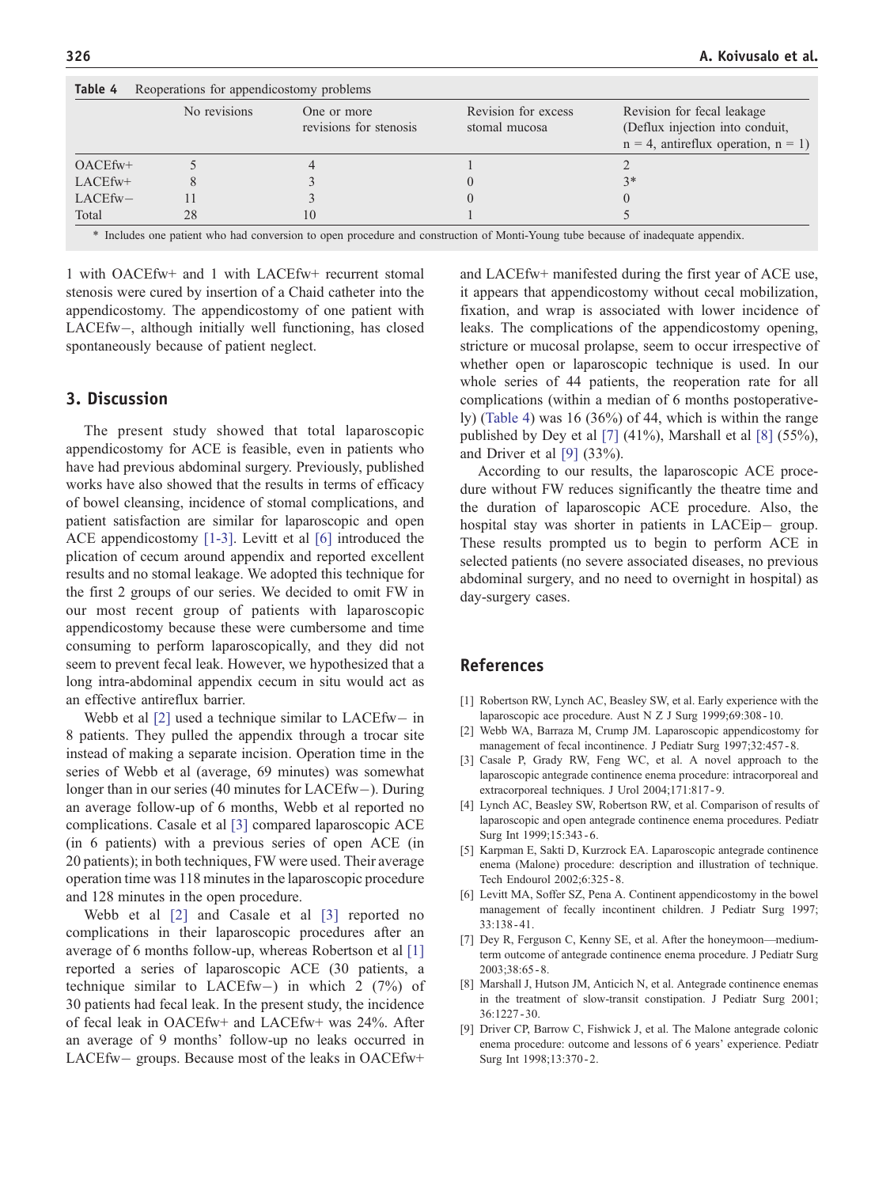**Table 4** Reoperations for appendicostomy problems

| | No revisions | One or more revisions for stenosis | Revision for excess stomal mucosa | Revision for fecal leakage (Deflux injection into conduit, n = 4, antireflux operation, n = 1) |
|---|---|---|---|---|
| OACEfw+ | 5 | 4 | 1 | 2 |
| LACEfw+ | 8 | 3 | 0 | 3* |
| LACEfw− | 11 | 3 | 0 | 0 |
| Total | 28 | 10 | 1 | 5 |

\* Includes one patient who had conversion to open procedure and construction of Monti-Young tube because of inadequate appendix.

1 with OACEfw+ and 1 with LACEfw+ recurrent stomal stenosis were cured by insertion of a Chaid catheter into the appendicostomy. The appendicostomy of one patient with LACEfw−, although initially well functioning, has closed spontaneously because of patient neglect.

## 3. Discussion

The present study showed that total laparoscopic appendicostomy for ACE is feasible, even in patients who have had previous abdominal surgery. Previously, published works have also showed that the results in terms of efficacy of bowel cleansing, incidence of stomal complications, and patient satisfaction are similar for laparoscopic and open ACE appendicostomy [1-3]. Levitt et al [6] introduced the plication of cecum around appendix and reported excellent results and no stomal leakage. We adopted this technique for the first 2 groups of our series. We decided to omit FW in our most recent group of patients with laparoscopic appendicostomy because these were cumbersome and time consuming to perform laparoscopically, and they did not seem to prevent fecal leak. However, we hypothesized that a long intra-abdominal appendix cecum in situ would act as an effective antireflux barrier.

Webb et al [2] used a technique similar to LACEfw− in 8 patients. They pulled the appendix through a trocar site instead of making a separate incision. Operation time in the series of Webb et al (average, 69 minutes) was somewhat longer than in our series (40 minutes for LACEfw−). During an average follow-up of 6 months, Webb et al reported no complications. Casale et al [3] compared laparoscopic ACE (in 6 patients) with a previous series of open ACE (in 20 patients); in both techniques, FW were used. Their average operation time was 118 minutes in the laparoscopic procedure and 128 minutes in the open procedure.

Webb et al [2] and Casale et al [3] reported no complications in their laparoscopic procedures after an average of 6 months follow-up, whereas Robertson et al [1] reported a series of laparoscopic ACE (30 patients, a technique similar to LACEfw−) in which 2 (7%) of 30 patients had fecal leak. In the present study, the incidence of fecal leak in OACEfw+ and LACEfw+ was 24%. After an average of 9 months' follow-up no leaks occurred in LACEfw− groups. Because most of the leaks in OACEfw+ and LACEfw+ manifested during the first year of ACE use, it appears that appendicostomy without cecal mobilization, fixation, and wrap is associated with lower incidence of leaks. The complications of the appendicostomy opening, stricture or mucosal prolapse, seem to occur irrespective of whether open or laparoscopic technique is used. In our whole series of 44 patients, the reoperation rate for all complications (within a median of 6 months postoperatively) (Table 4) was 16 (36%) of 44, which is within the range published by Dey et al [7] (41%), Marshall et al [8] (55%), and Driver et al [9] (33%).

According to our results, the laparoscopic ACE procedure without FW reduces significantly the theatre time and the duration of laparoscopic ACE procedure. Also, the hospital stay was shorter in patients in LACEip− group. These results prompted us to begin to perform ACE in selected patients (no severe associated diseases, no previous abdominal surgery, and no need to overnight in hospital) as day-surgery cases.

## References

[1] Robertson RW, Lynch AC, Beasley SW, et al. Early experience with the laparoscopic ace procedure. Aust N Z J Surg 1999;69:308-10.

[2] Webb WA, Barraza M, Crump JM. Laparoscopic appendicostomy for management of fecal incontinence. J Pediatr Surg 1997;32:457-8.

[3] Casale P, Grady RW, Feng WC, et al. A novel approach to the laparoscopic antegrade continence enema procedure: intracorporeal and extracorporeal techniques. J Urol 2004;171:817-9.

[4] Lynch AC, Beasley SW, Robertson RW, et al. Comparison of results of laparoscopic and open antegrade continence enema procedures. Pediatr Surg Int 1999;15:343-6.

[5] Karpman E, Sakti D, Kurzrock EA. Laparoscopic antegrade continence enema (Malone) procedure: description and illustration of technique. Tech Endourol 2002;6:325-8.

[6] Levitt MA, Soffer SZ, Pena A. Continent appendicostomy in the bowel management of fecally incontinent children. J Pediatr Surg 1997; 33:138-41.

[7] Dey R, Ferguson C, Kenny SE, et al. After the honeymoon—medium-term outcome of antegrade continence enema procedure. J Pediatr Surg 2003;38:65-8.

[8] Marshall J, Hutson JM, Anticich N, et al. Antegrade continence enemas in the treatment of slow-transit constipation. J Pediatr Surg 2001; 36:1227-30.

[9] Driver CP, Barrow C, Fishwick J, et al. The Malone antegrade colonic enema procedure: outcome and lessons of 6 years' experience. Pediatr Surg Int 1998;13:370-2.